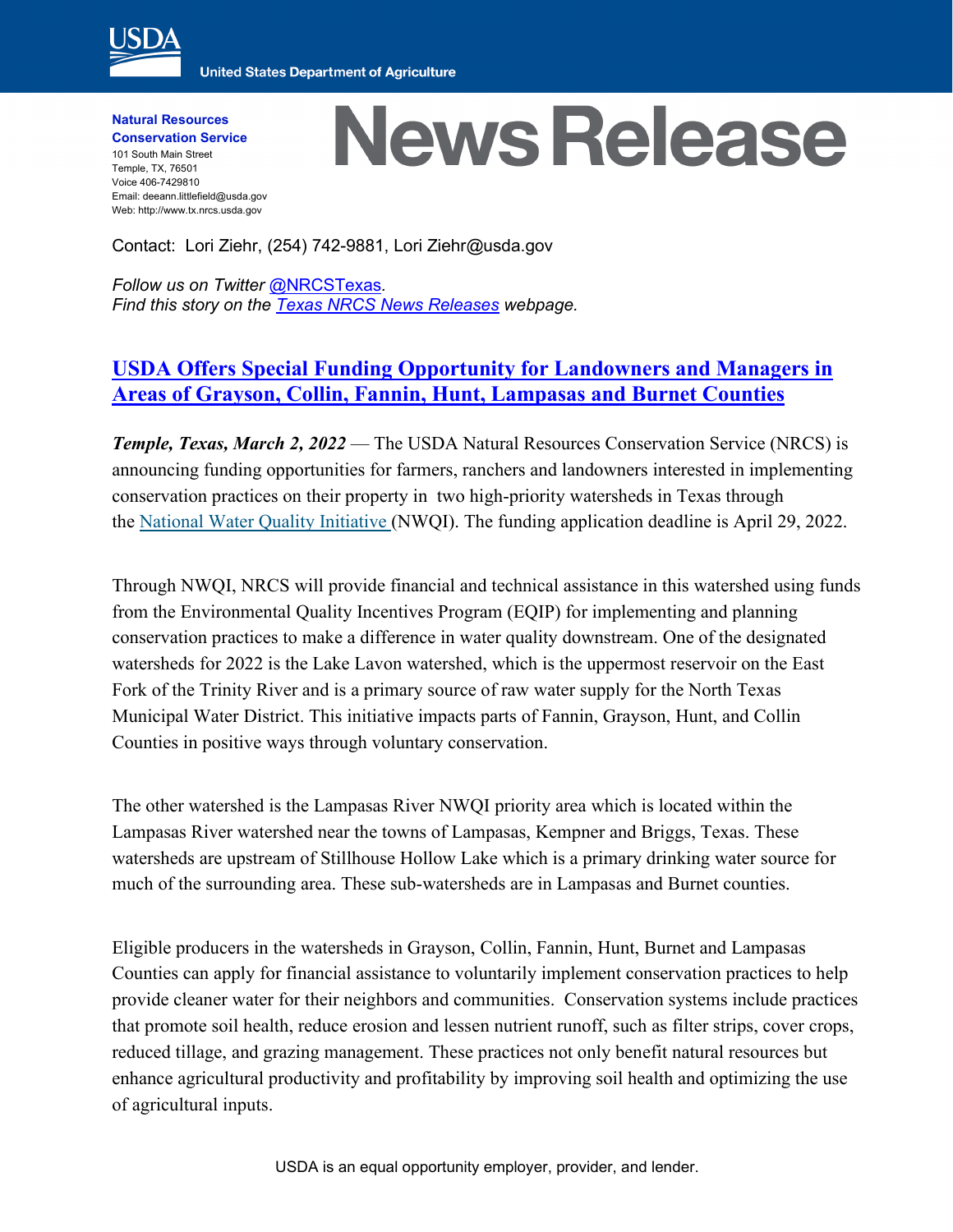**Natural Resources Conservation Service**
101 South Main Street
Temple, TX, 76501
Voice 406-7429810
Email: deeann.littlefield@usda.gov
Web: http://www.tx.nrcs.usda.gov

# News Release

Contact: Lori Ziehr, (254) 742-9881, Lori Ziehr@usda.gov

*Follow us on Twitter @NRCSTexas.*
*Find this story on the Texas NRCS News Releases webpage.*

## USDA Offers Special Funding Opportunity for Landowners and Managers in Areas of Grayson, Collin, Fannin, Hunt, Lampasas and Burnet Counties

***Temple, Texas, March 2, 2022*** — The USDA Natural Resources Conservation Service (NRCS) is announcing funding opportunities for farmers, ranchers and landowners interested in implementing conservation practices on their property in two high-priority watersheds in Texas through the National Water Quality Initiative (NWQI). The funding application deadline is April 29, 2022.

Through NWQI, NRCS will provide financial and technical assistance in this watershed using funds from the Environmental Quality Incentives Program (EQIP) for implementing and planning conservation practices to make a difference in water quality downstream. One of the designated watersheds for 2022 is the Lake Lavon watershed, which is the uppermost reservoir on the East Fork of the Trinity River and is a primary source of raw water supply for the North Texas Municipal Water District. This initiative impacts parts of Fannin, Grayson, Hunt, and Collin Counties in positive ways through voluntary conservation.

The other watershed is the Lampasas River NWQI priority area which is located within the Lampasas River watershed near the towns of Lampasas, Kempner and Briggs, Texas. These watersheds are upstream of Stillhouse Hollow Lake which is a primary drinking water source for much of the surrounding area. These sub-watersheds are in Lampasas and Burnet counties.

Eligible producers in the watersheds in Grayson, Collin, Fannin, Hunt, Burnet and Lampasas Counties can apply for financial assistance to voluntarily implement conservation practices to help provide cleaner water for their neighbors and communities. Conservation systems include practices that promote soil health, reduce erosion and lessen nutrient runoff, such as filter strips, cover crops, reduced tillage, and grazing management. These practices not only benefit natural resources but enhance agricultural productivity and profitability by improving soil health and optimizing the use of agricultural inputs.

USDA is an equal opportunity employer, provider, and lender.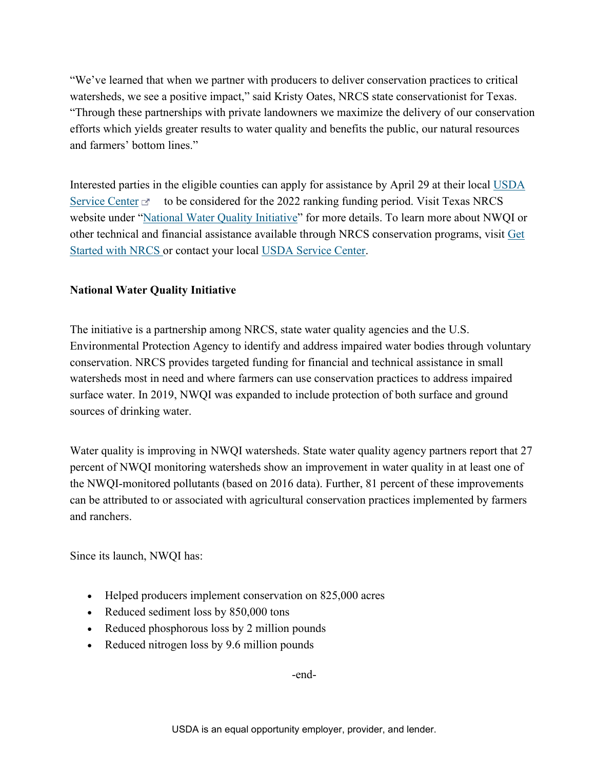"We've learned that when we partner with producers to deliver conservation practices to critical watersheds, we see a positive impact," said Kristy Oates, NRCS state conservationist for Texas. "Through these partnerships with private landowners we maximize the delivery of our conservation efforts which yields greater results to water quality and benefits the public, our natural resources and farmers' bottom lines."

Interested parties in the eligible counties can apply for assistance by April 29 at their local USDA Service Center to be considered for the 2022 ranking funding period. Visit Texas NRCS website under "National Water Quality Initiative" for more details. To learn more about NWQI or other technical and financial assistance available through NRCS conservation programs, visit Get Started with NRCS or contact your local USDA Service Center.

**National Water Quality Initiative**

The initiative is a partnership among NRCS, state water quality agencies and the U.S. Environmental Protection Agency to identify and address impaired water bodies through voluntary conservation. NRCS provides targeted funding for financial and technical assistance in small watersheds most in need and where farmers can use conservation practices to address impaired surface water. In 2019, NWQI was expanded to include protection of both surface and ground sources of drinking water.

Water quality is improving in NWQI watersheds. State water quality agency partners report that 27 percent of NWQI monitoring watersheds show an improvement in water quality in at least one of the NWQI-monitored pollutants (based on 2016 data). Further, 81 percent of these improvements can be attributed to or associated with agricultural conservation practices implemented by farmers and ranchers.

Since its launch, NWQI has:

- Helped producers implement conservation on 825,000 acres
- Reduced sediment loss by 850,000 tons
- Reduced phosphorous loss by 2 million pounds
- Reduced nitrogen loss by 9.6 million pounds

-end-

USDA is an equal opportunity employer, provider, and lender.